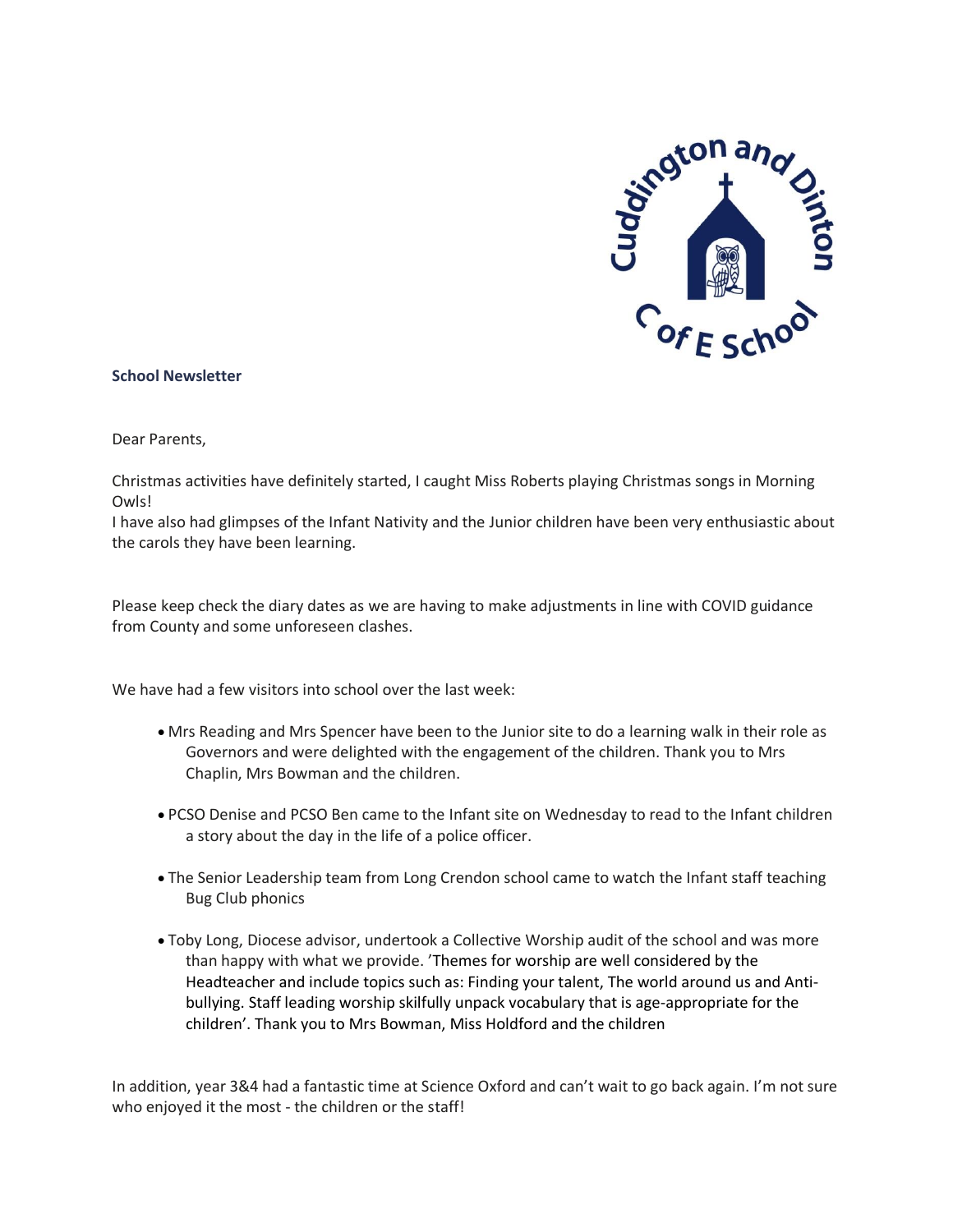**School Newsletter**

Dear Parents,

Christmas activities have definitely started, I caught Miss Roberts playing Christmas songs in Morning Owls!
I have also had glimpses of the Infant Nativity and the Junior children have been very enthusiastic about the carols they have been learning.

Please keep check the diary dates as we are having to make adjustments in line with COVID guidance from County and some unforeseen clashes.

We have had a few visitors into school over the last week:

- Mrs Reading and Mrs Spencer have been to the Junior site to do a learning walk in their role as Governors and were delighted with the engagement of the children. Thank you to Mrs Chaplin, Mrs Bowman and the children.

- PCSO Denise and PCSO Ben came to the Infant site on Wednesday to read to the Infant children a story about the day in the life of a police officer.

- The Senior Leadership team from Long Crendon school came to watch the Infant staff teaching Bug Club phonics

- Toby Long, Diocese advisor, undertook a Collective Worship audit of the school and was more than happy with what we provide. 'Themes for worship are well considered by the Headteacher and include topics such as: Finding your talent, The world around us and Anti-bullying. Staff leading worship skilfully unpack vocabulary that is age-appropriate for the children'. Thank you to Mrs Bowman, Miss Holdford and the children

In addition, year 3&4 had a fantastic time at Science Oxford and can't wait to go back again. I'm not sure who enjoyed it the most - the children or the staff!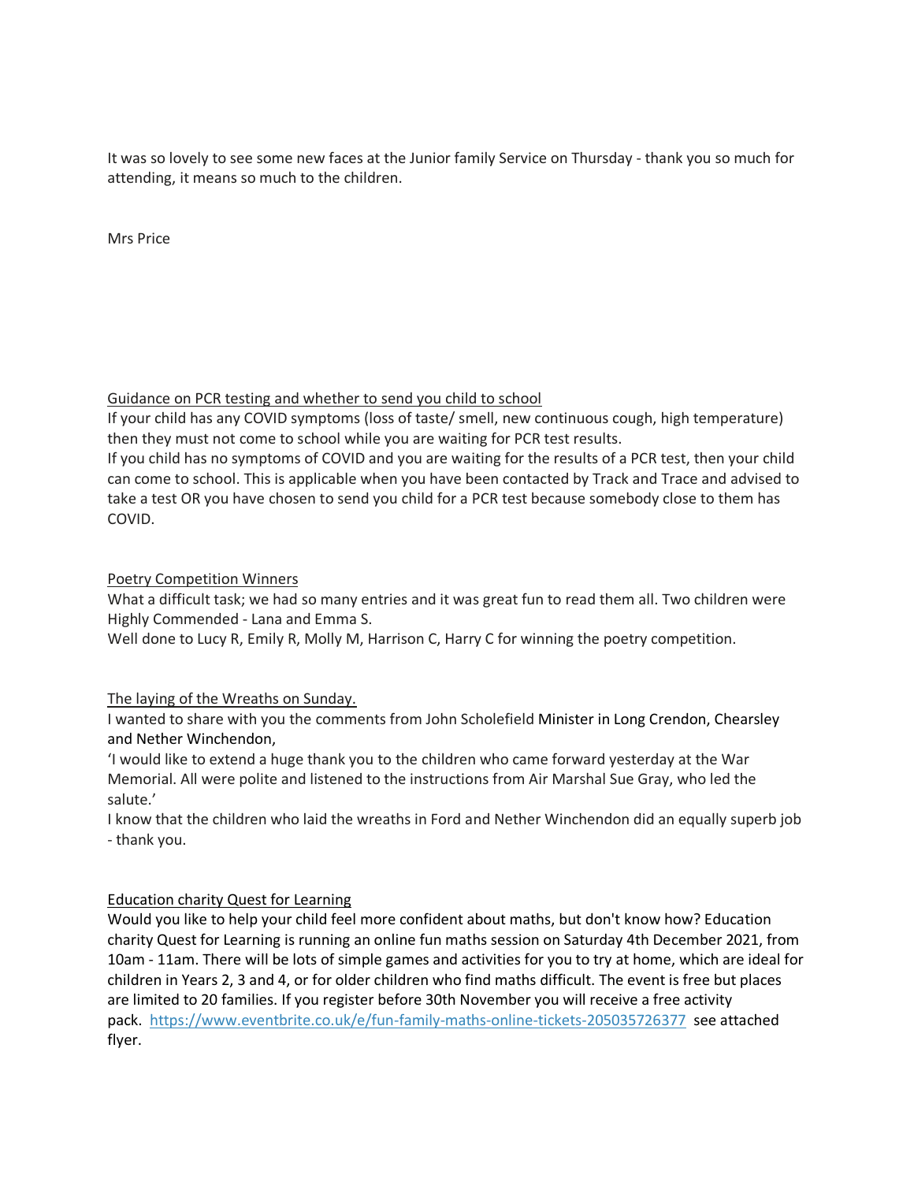It was so lovely to see some new faces at the Junior family Service on Thursday - thank you so much for attending, it means so much to the children.

Mrs Price

<u>Guidance on PCR testing and whether to send you child to school</u>

If your child has any COVID symptoms (loss of taste/ smell, new continuous cough, high temperature) then they must not come to school while you are waiting for PCR test results.

If you child has no symptoms of COVID and you are waiting for the results of a PCR test, then your child can come to school. This is applicable when you have been contacted by Track and Trace and advised to take a test OR you have chosen to send you child for a PCR test because somebody close to them has COVID.

<u>Poetry Competition Winners</u>

What a difficult task; we had so many entries and it was great fun to read them all. Two children were Highly Commended - Lana and Emma S.

Well done to Lucy R, Emily R, Molly M, Harrison C, Harry C for winning the poetry competition.

<u>The laying of the Wreaths on Sunday.</u>

I wanted to share with you the comments from John Scholefield Minister in Long Crendon, Chearsley and Nether Winchendon,

'I would like to extend a huge thank you to the children who came forward yesterday at the War Memorial. All were polite and listened to the instructions from Air Marshal Sue Gray, who led the salute.'

I know that the children who laid the wreaths in Ford and Nether Winchendon did an equally superb job - thank you.

<u>Education charity Quest for Learning</u>

Would you like to help your child feel more confident about maths, but don't know how? Education charity Quest for Learning is running an online fun maths session on Saturday 4th December 2021, from 10am - 11am. There will be lots of simple games and activities for you to try at home, which are ideal for children in Years 2, 3 and 4, or for older children who find maths difficult. The event is free but places are limited to 20 families. If you register before 30th November you will receive a free activity pack. https://www.eventbrite.co.uk/e/fun-family-maths-online-tickets-205035726377 see attached flyer.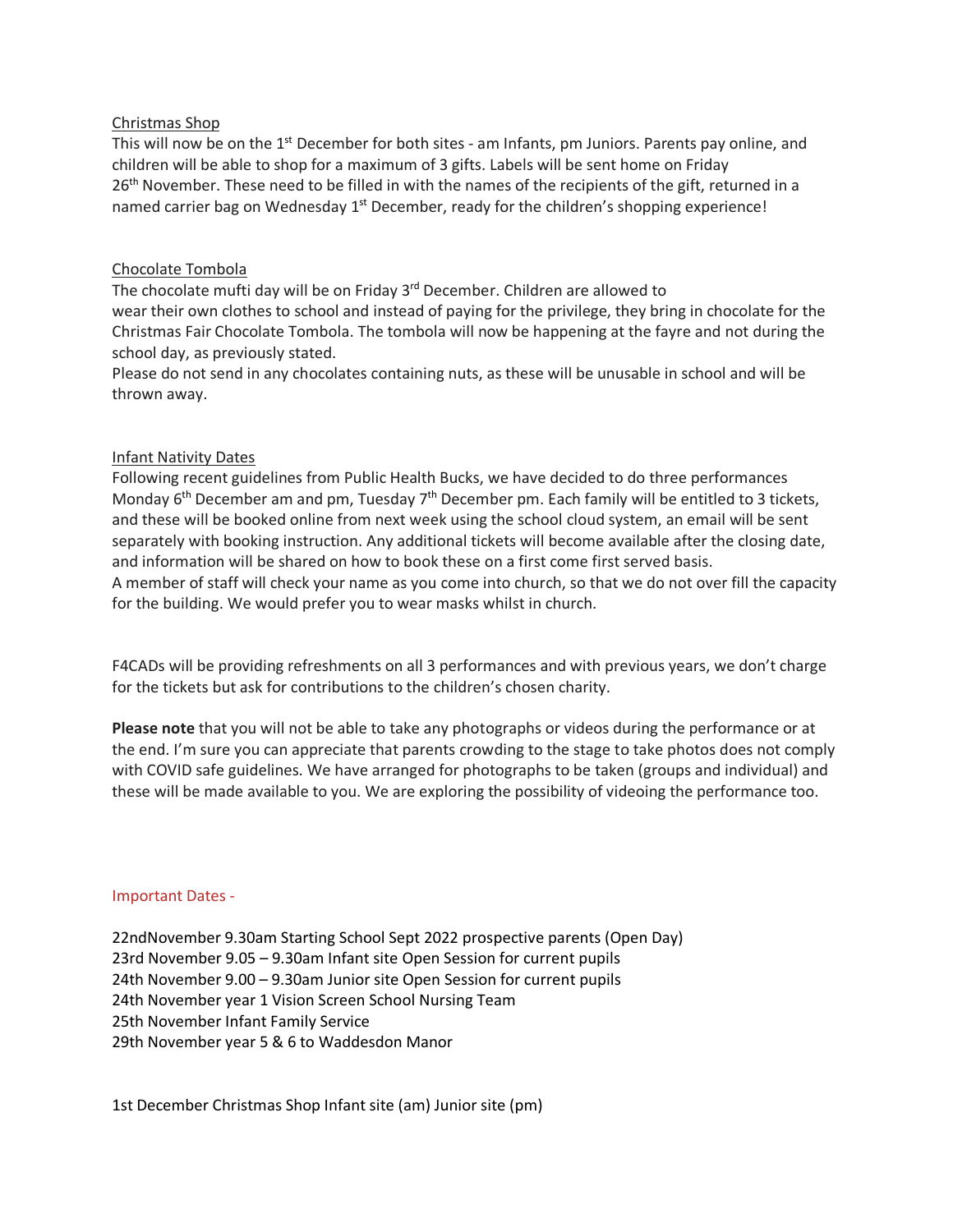<u>Christmas Shop</u>

This will now be on the 1st December for both sites - am Infants, pm Juniors. Parents pay online, and children will be able to shop for a maximum of 3 gifts. Labels will be sent home on Friday 26th November. These need to be filled in with the names of the recipients of the gift, returned in a named carrier bag on Wednesday 1st December, ready for the children's shopping experience!

<u>Chocolate Tombola</u>

The chocolate mufti day will be on Friday 3rd December. Children are allowed to wear their own clothes to school and instead of paying for the privilege, they bring in chocolate for the Christmas Fair Chocolate Tombola. The tombola will now be happening at the fayre and not during the school day, as previously stated.

Please do not send in any chocolates containing nuts, as these will be unusable in school and will be thrown away.

<u>Infant Nativity Dates</u>

Following recent guidelines from Public Health Bucks, we have decided to do three performances Monday 6th December am and pm, Tuesday 7th December pm. Each family will be entitled to 3 tickets, and these will be booked online from next week using the school cloud system, an email will be sent separately with booking instruction. Any additional tickets will become available after the closing date, and information will be shared on how to book these on a first come first served basis.

A member of staff will check your name as you come into church, so that we do not over fill the capacity for the building. We would prefer you to wear masks whilst in church.

F4CADs will be providing refreshments on all 3 performances and with previous years, we don't charge for the tickets but ask for contributions to the children's chosen charity.

**Please note** that you will not be able to take any photographs or videos during the performance or at the end. I'm sure you can appreciate that parents crowding to the stage to take photos does not comply with COVID safe guidelines. We have arranged for photographs to be taken (groups and individual) and these will be made available to you. We are exploring the possibility of videoing the performance too.

Important Dates -

22ndNovember 9.30am Starting School Sept 2022 prospective parents (Open Day)
23rd November 9.05 – 9.30am Infant site Open Session for current pupils
24th November 9.00 – 9.30am Junior site Open Session for current pupils
24th November year 1 Vision Screen School Nursing Team
25th November Infant Family Service
29th November year 5 & 6 to Waddesdon Manor

1st December Christmas Shop Infant site (am) Junior site (pm)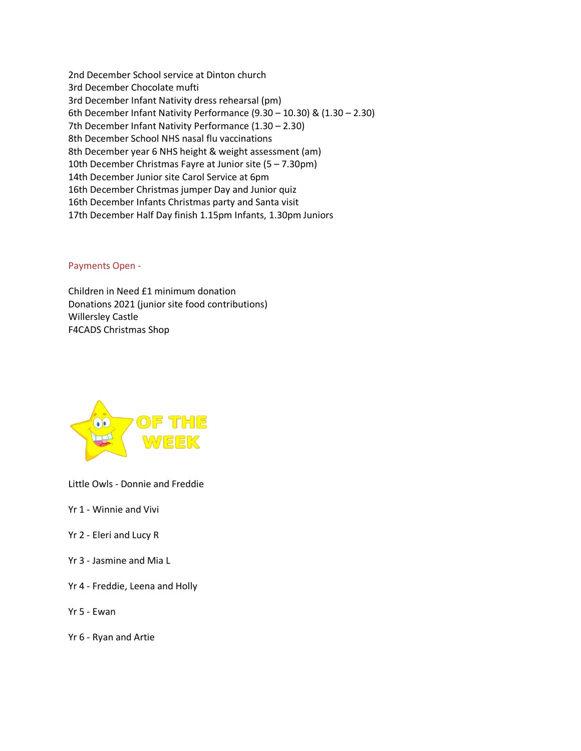2nd December School service at Dinton church
3rd December Chocolate mufti
3rd December Infant Nativity dress rehearsal (pm)
6th December Infant Nativity Performance (9.30 – 10.30) & (1.30 – 2.30)
7th December Infant Nativity Performance (1.30 – 2.30)
8th December School NHS nasal flu vaccinations
8th December year 6 NHS height & weight assessment (am)
10th December Christmas Fayre at Junior site (5 – 7.30pm)
14th December Junior site Carol Service at 6pm
16th December Christmas jumper Day and Junior quiz
16th December Infants Christmas party and Santa visit
17th December Half Day finish 1.15pm Infants, 1.30pm Juniors

Payments Open -

Children in Need £1 minimum donation
Donations 2021 (junior site food contributions)
Willersley Castle
F4CADS Christmas Shop

## OF THE WEEK

Little Owls - Donnie and Freddie

Yr 1 - Winnie and Vivi

Yr 2 - Eleri and Lucy R

Yr 3 - Jasmine and Mia L

Yr 4 - Freddie, Leena and Holly

Yr 5 - Ewan

Yr 6 - Ryan and Artie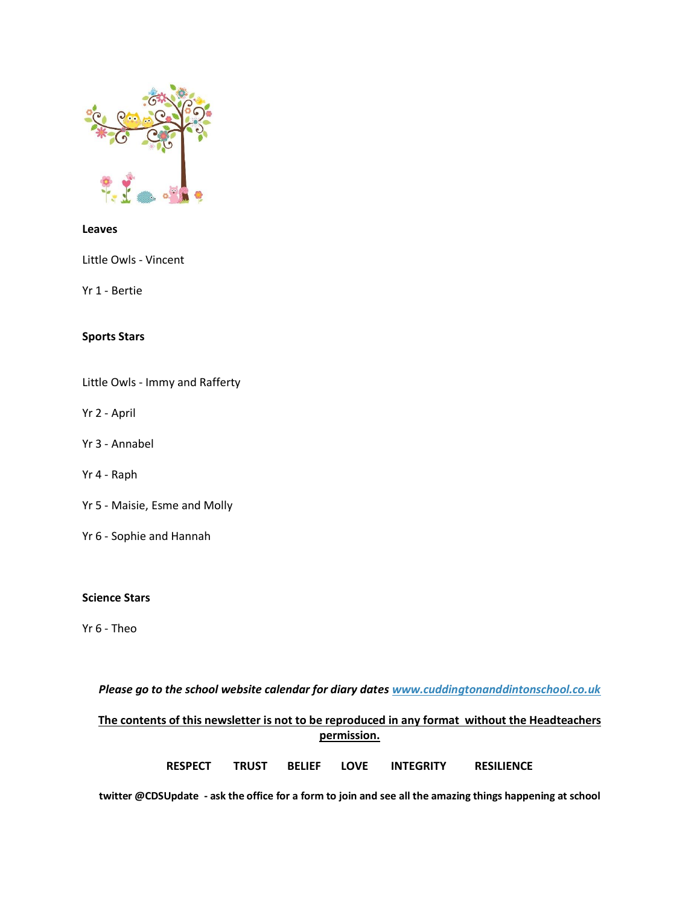**Leaves**

Little Owls - Vincent

Yr 1 - Bertie

**Sports Stars**

Little Owls - Immy and Rafferty

Yr 2 - April

Yr 3 - Annabel

Yr 4 - Raph

Yr 5 - Maisie, Esme and Molly

Yr 6 - Sophie and Hannah

**Science Stars**

Yr 6 - Theo

***Please go to the school website calendar for diary dates [www.cuddingtonanddintonschool.co.uk](http://www.cuddingtonanddintonschool.co.uk)***

**The contents of this newsletter is not to be reproduced in any format without the Headteachers permission.**

**RESPECT TRUST BELIEF LOVE INTEGRITY RESILIENCE**

**twitter @CDSUpdate - ask the office for a form to join and see all the amazing things happening at school**